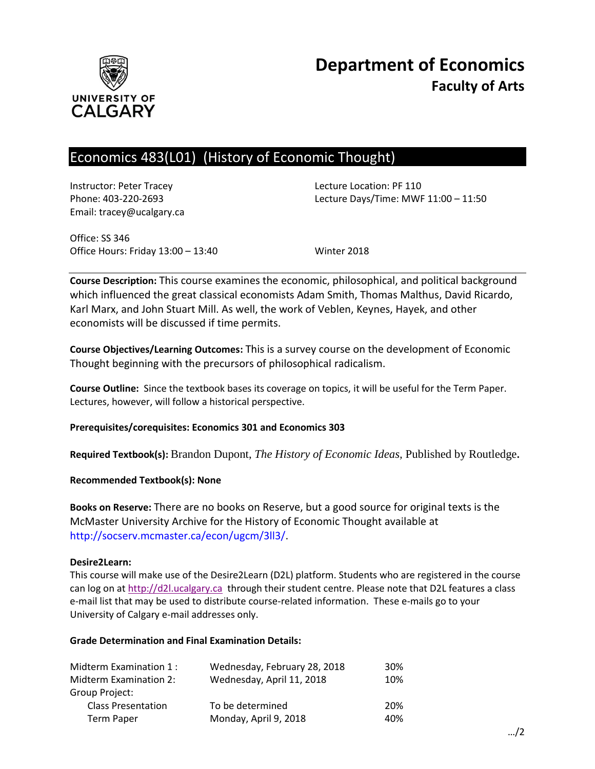UNIVERSITY OF CALGARY

# Department of Economics

## Faculty of Arts

## Economics 483(L01) (History of Economic Thought)

Instructor: Peter Tracey
Phone: 403-220-2693
Email: tracey@ucalgary.ca

Lecture Location: PF 110
Lecture Days/Time: MWF 11:00 – 11:50

Office: SS 346
Office Hours: Friday 13:00 – 13:40

Winter 2018

**Course Description:** This course examines the economic, philosophical, and political background which influenced the great classical economists Adam Smith, Thomas Malthus, David Ricardo, Karl Marx, and John Stuart Mill. As well, the work of Veblen, Keynes, Hayek, and other economists will be discussed if time permits.

**Course Objectives/Learning Outcomes:** This is a survey course on the development of Economic Thought beginning with the precursors of philosophical radicalism.

**Course Outline:** Since the textbook bases its coverage on topics, it will be useful for the Term Paper. Lectures, however, will follow a historical perspective.

**Prerequisites/corequisites: Economics 301 and Economics 303**

**Required Textbook(s):** Brandon Dupont, *The History of Economic Ideas*, Published by Routledge.

**Recommended Textbook(s): None**

**Books on Reserve:** There are no books on Reserve, but a good source for original texts is the McMaster University Archive for the History of Economic Thought available at http://socserv.mcmaster.ca/econ/ugcm/3ll3/.

**Desire2Learn:**
This course will make use of the Desire2Learn (D2L) platform. Students who are registered in the course can log on at http://d2l.ucalgary.ca through their student centre. Please note that D2L features a class e-mail list that may be used to distribute course-related information. These e-mails go to your University of Calgary e-mail addresses only.

**Grade Determination and Final Examination Details:**

| | | |
|---|---|---|
| Midterm Examination 1 : | Wednesday, February 28, 2018 | 30% |
| Midterm Examination 2: | Wednesday, April 11, 2018 | 10% |
| Group Project: | | |
| Class Presentation | To be determined | 20% |
| Term Paper | Monday, April 9, 2018 | 40% |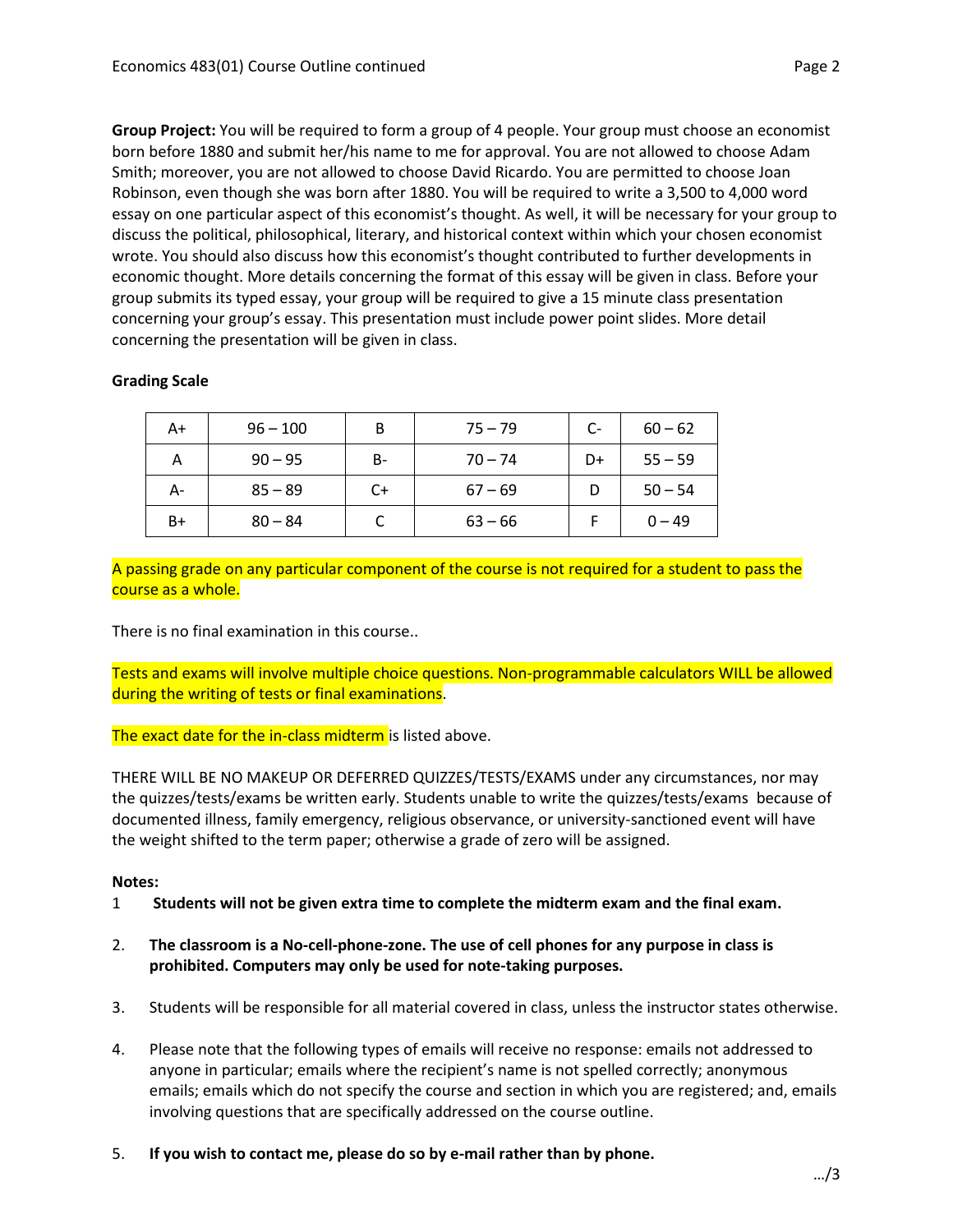**Group Project:** You will be required to form a group of 4 people. Your group must choose an economist born before 1880 and submit her/his name to me for approval. You are not allowed to choose Adam Smith; moreover, you are not allowed to choose David Ricardo. You are permitted to choose Joan Robinson, even though she was born after 1880. You will be required to write a 3,500 to 4,000 word essay on one particular aspect of this economist's thought. As well, it will be necessary for your group to discuss the political, philosophical, literary, and historical context within which your chosen economist wrote. You should also discuss how this economist's thought contributed to further developments in economic thought. More details concerning the format of this essay will be given in class. Before your group submits its typed essay, your group will be required to give a 15 minute class presentation concerning your group's essay. This presentation must include power point slides. More detail concerning the presentation will be given in class.

**Grading Scale**

| | | | | | |
|---|---|---|---|---|---|
| A+ | 96 – 100 | B | 75 – 79 | C- | 60 – 62 |
| A | 90 – 95 | B- | 70 – 74 | D+ | 55 – 59 |
| A- | 85 – 89 | C+ | 67 – 69 | D | 50 – 54 |
| B+ | 80 – 84 | C | 63 – 66 | F | 0 – 49 |

A passing grade on any particular component of the course is not required for a student to pass the course as a whole.

There is no final examination in this course..

Tests and exams will involve multiple choice questions. Non-programmable calculators WILL be allowed during the writing of tests or final examinations.

The exact date for the in-class midterm is listed above.

THERE WILL BE NO MAKEUP OR DEFERRED QUIZZES/TESTS/EXAMS under any circumstances, nor may the quizzes/tests/exams be written early. Students unable to write the quizzes/tests/exams because of documented illness, family emergency, religious observance, or university-sanctioned event will have the weight shifted to the term paper; otherwise a grade of zero will be assigned.

**Notes:**

1. **Students will not be given extra time to complete the midterm exam and the final exam.**
2. **The classroom is a No-cell-phone-zone. The use of cell phones for any purpose in class is prohibited. Computers may only be used for note-taking purposes.**
3. Students will be responsible for all material covered in class, unless the instructor states otherwise.
4. Please note that the following types of emails will receive no response: emails not addressed to anyone in particular; emails where the recipient's name is not spelled correctly; anonymous emails; emails which do not specify the course and section in which you are registered; and, emails involving questions that are specifically addressed on the course outline.
5. **If you wish to contact me, please do so by e-mail rather than by phone.**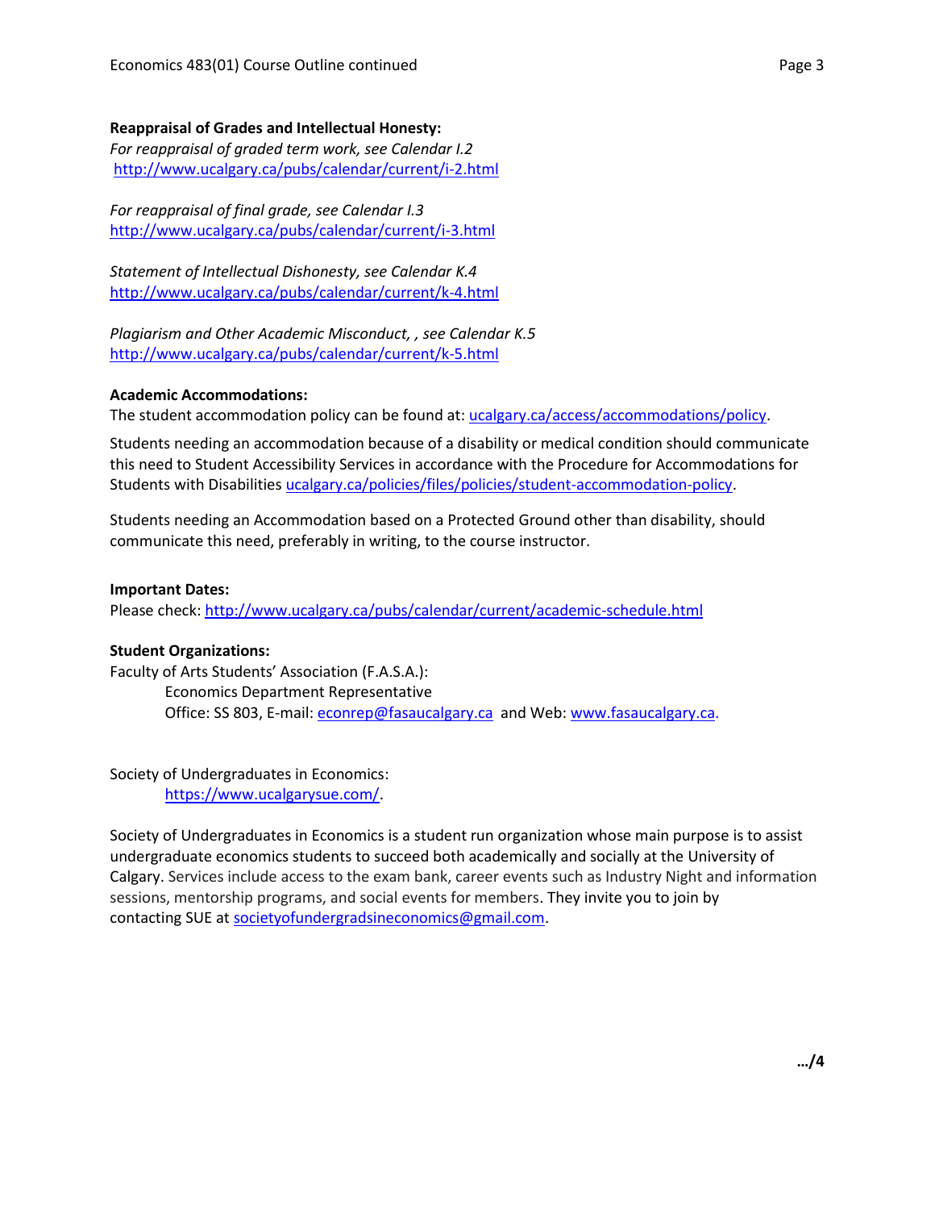**Reappraisal of Grades and Intellectual Honesty:**

*For reappraisal of graded term work, see Calendar I.2*
http://www.ucalgary.ca/pubs/calendar/current/i-2.html

*For reappraisal of final grade, see Calendar I.3*
http://www.ucalgary.ca/pubs/calendar/current/i-3.html

*Statement of Intellectual Dishonesty, see Calendar K.4*
http://www.ucalgary.ca/pubs/calendar/current/k-4.html

*Plagiarism and Other Academic Misconduct, , see Calendar K.5*
http://www.ucalgary.ca/pubs/calendar/current/k-5.html

**Academic Accommodations:**

The student accommodation policy can be found at: ucalgary.ca/access/accommodations/policy.

Students needing an accommodation because of a disability or medical condition should communicate this need to Student Accessibility Services in accordance with the Procedure for Accommodations for Students with Disabilities ucalgary.ca/policies/files/policies/student-accommodation-policy.

Students needing an Accommodation based on a Protected Ground other than disability, should communicate this need, preferably in writing, to the course instructor.

**Important Dates:**

Please check: http://www.ucalgary.ca/pubs/calendar/current/academic-schedule.html

**Student Organizations:**

Faculty of Arts Students' Association (F.A.S.A.):

Economics Department Representative
Office: SS 803, E-mail: econrep@fasaucalgary.ca and Web: www.fasaucalgary.ca.

Society of Undergraduates in Economics:

https://www.ucalgarysue.com/.

Society of Undergraduates in Economics is a student run organization whose main purpose is to assist undergraduate economics students to succeed both academically and socially at the University of Calgary. Services include access to the exam bank, career events such as Industry Night and information sessions, mentorship programs, and social events for members. They invite you to join by contacting SUE at societyofundergradsineconomics@gmail.com.

…/4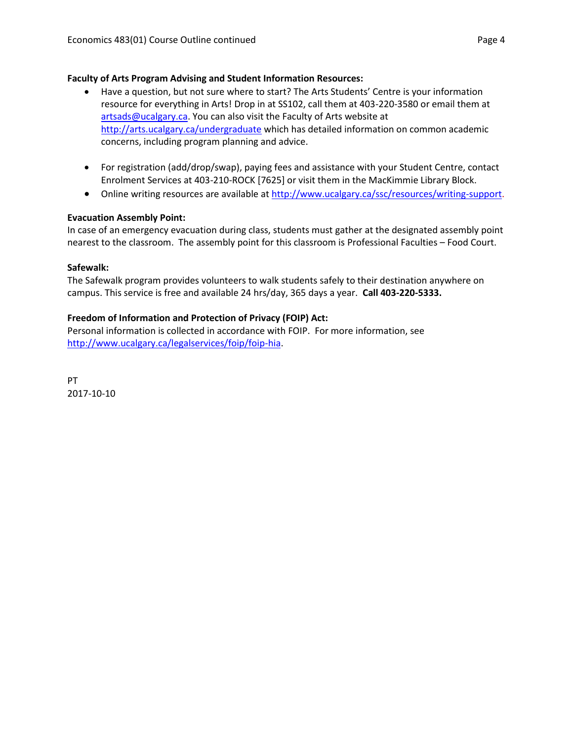**Faculty of Arts Program Advising and Student Information Resources:**

- Have a question, but not sure where to start? The Arts Students' Centre is your information resource for everything in Arts! Drop in at SS102, call them at 403-220-3580 or email them at artsads@ucalgary.ca. You can also visit the Faculty of Arts website at http://arts.ucalgary.ca/undergraduate which has detailed information on common academic concerns, including program planning and advice.

- For registration (add/drop/swap), paying fees and assistance with your Student Centre, contact Enrolment Services at 403-210-ROCK [7625] or visit them in the MacKimmie Library Block.
- Online writing resources are available at http://www.ucalgary.ca/ssc/resources/writing-support.

**Evacuation Assembly Point:**

In case of an emergency evacuation during class, students must gather at the designated assembly point nearest to the classroom. The assembly point for this classroom is Professional Faculties – Food Court.

**Safewalk:**

The Safewalk program provides volunteers to walk students safely to their destination anywhere on campus. This service is free and available 24 hrs/day, 365 days a year. **Call 403-220-5333.**

**Freedom of Information and Protection of Privacy (FOIP) Act:**

Personal information is collected in accordance with FOIP. For more information, see http://www.ucalgary.ca/legalservices/foip/foip-hia.

PT
2017-10-10